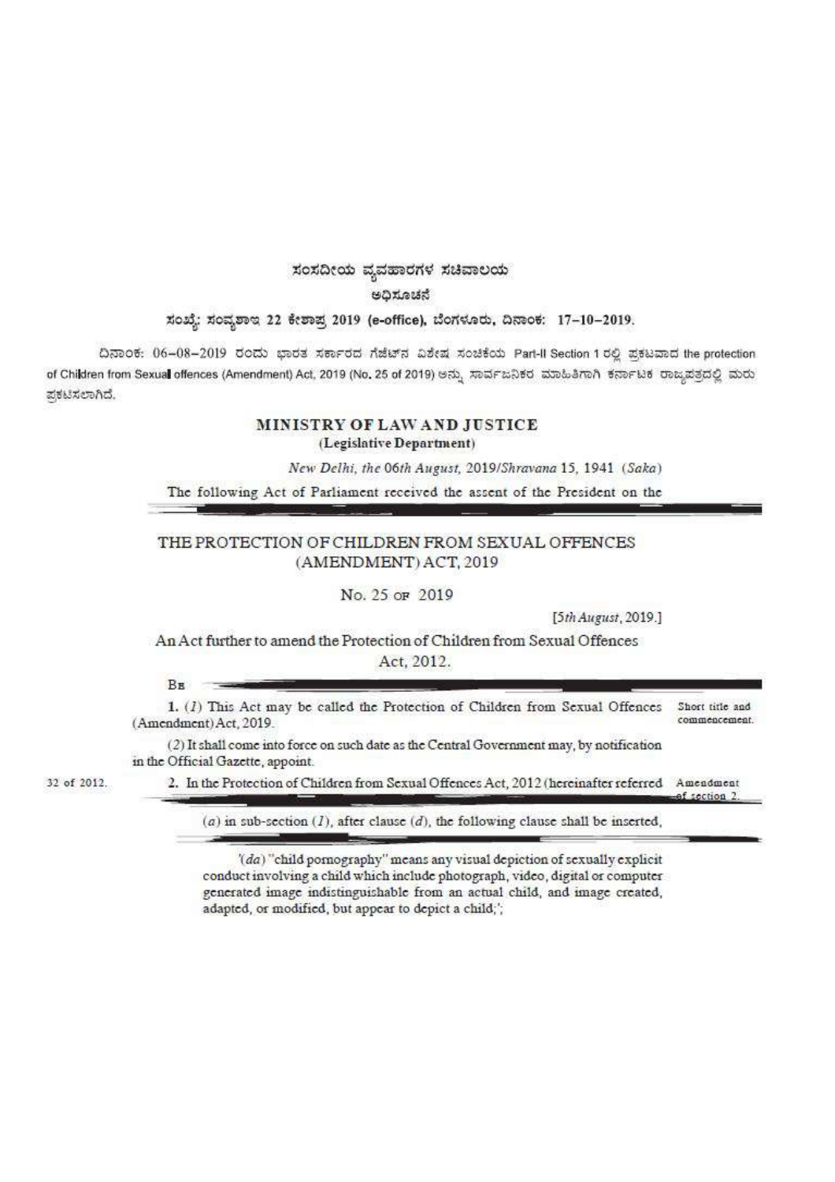ಸಂಸದೀಯ ವ್ಯವಹಾರಗಳ ಸಚಿವಾಲಯ

ಅಧಿಸೂಚನೆ

ಸಂಖ್ಯೆ: ಸಂವ್ಯಶಾಇ 22 ಕೇಶಾಪ್ರ 2019 (e-office), ಬೆಂಗಳೂರು, ದಿನಾಂಕ: 17–10–2019.

ದಿನಾಂಕ: 06–08–2019 ರಂದು ಭಾರತ ಸರ್ಕಾರದ ಗೆಜೆಟ್‌ನ ವಿಶೇಷ ಸಂಚಿಕೆಯ Part-II Section 1 ರಲ್ಲಿ ಪ್ರಕಟವಾದ the protection of Children from Sexual offences (Amendment) Act, 2019 (No. 25 of 2019) ಅನ್ನು ಸಾರ್ವಜನಿಕರ ಮಾಹಿತಿಗಾಗಿ ಕರ್ನಾಟಕ ರಾಜ್ಯಪತ್ರದಲ್ಲಿ ಮರು ಪ್ರಕಟಿಸಲಾಗಿದೆ.

## MINISTRY OF LAW AND JUSTICE
**(Legislative Department)**

*New Delhi, the 06th August, 2019/Shravana 15, 1941 (Saka)*

The following Act of Parliament received the assent of the President on the

# THE PROTECTION OF CHILDREN FROM SEXUAL OFFENCES (AMENDMENT) ACT, 2019

No. 25 OF 2019

[*5th August*, 2019.]

An Act further to amend the Protection of Children from Sexual Offences Act, 2012.

BE

Short title and commencement.

1. (*1*) This Act may be called the Protection of Children from Sexual Offences (Amendment) Act, 2019.

(*2*) It shall come into force on such date as the Central Government may, by notification in the Official Gazette, appoint.

32 of 2012.

Amendment of section 2.

2. In the Protection of Children from Sexual Offences Act, 2012 (hereinafter referred

(*a*) in sub-section (*1*), after clause (*d*), the following clause shall be inserted,

'(*da*) "child pornography" means any visual depiction of sexually explicit conduct involving a child which include photograph, video, digital or computer generated image indistinguishable from an actual child, and image created, adapted, or modified, but appear to depict a child;';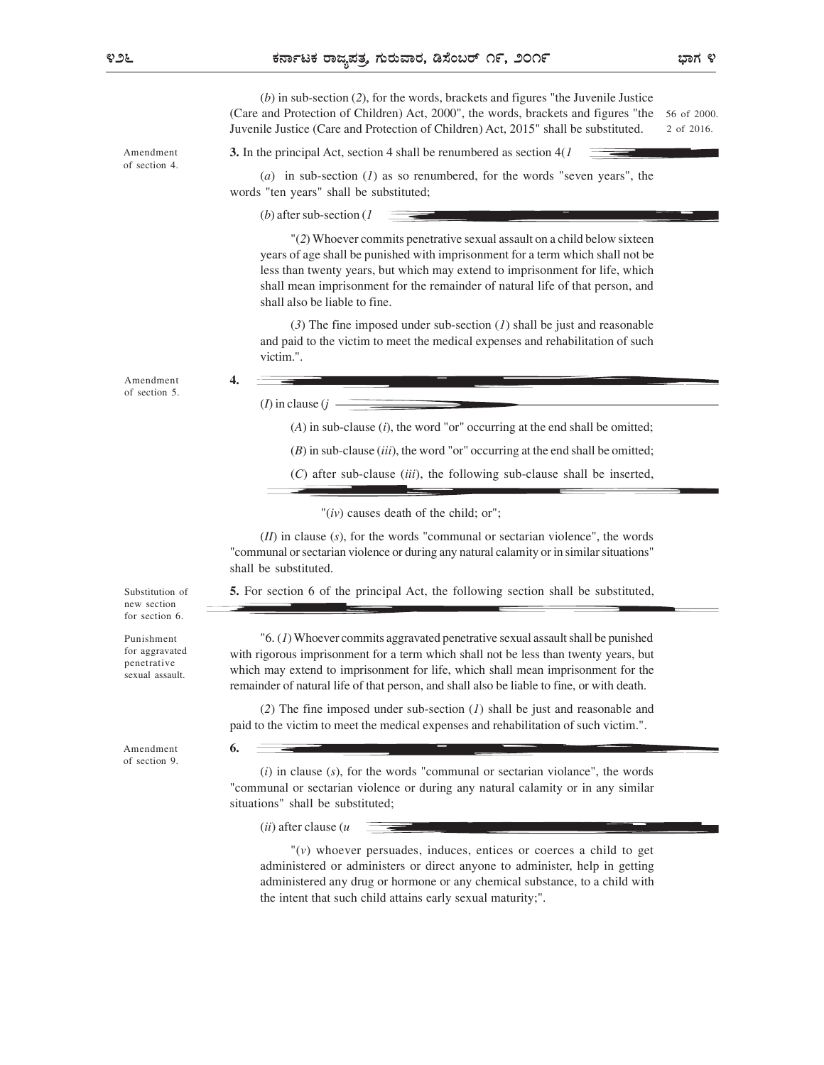(*b*) in sub-section (*2*), for the words, brackets and figures "the Juvenile Justice (Care and Protection of Children) Act, 2000", the words, brackets and figures "the Juvenile Justice (Care and Protection of Children) Act, 2015" shall be substituted.

56 of 2000.
2 of 2016.

Amendment of section 4.

**3.** In the principal Act, section 4 shall be renumbered as section 4(*1*

(*a*) in sub-section (*1*) as so renumbered, for the words "seven years", the words "ten years" shall be substituted;

(*b*) after sub-section (*1*

"(*2*) Whoever commits penetrative sexual assault on a child below sixteen years of age shall be punished with imprisonment for a term which shall not be less than twenty years, but which may extend to imprisonment for life, which shall mean imprisonment for the remainder of natural life of that person, and shall also be liable to fine.

(*3*) The fine imposed under sub-section (*1*) shall be just and reasonable and paid to the victim to meet the medical expenses and rehabilitation of such victim.".

Amendment of section 5.

**4.**

(*I*) in clause (*j*

(*A*) in sub-clause (*i*), the word "or" occurring at the end shall be omitted;

(*B*) in sub-clause (*iii*), the word "or" occurring at the end shall be omitted;

(*C*) after sub-clause (*iii*), the following sub-clause shall be inserted,

"(*iv*) causes death of the child; or";

(*II*) in clause (*s*), for the words "communal or sectarian violence", the words "communal or sectarian violence or during any natural calamity or in similar situations" shall be substituted.

Substitution of new section for section 6.

**5.** For section 6 of the principal Act, the following section shall be substituted,

Punishment for aggravated penetrative sexual assault.

"6. (*1*) Whoever commits aggravated penetrative sexual assault shall be punished with rigorous imprisonment for a term which shall not be less than twenty years, but which may extend to imprisonment for life, which shall mean imprisonment for the remainder of natural life of that person, and shall also be liable to fine, or with death.

(*2*) The fine imposed under sub-section (*1*) shall be just and reasonable and paid to the victim to meet the medical expenses and rehabilitation of such victim.".

Amendment of section 9.

**6.**

(*i*) in clause (*s*), for the words "communal or sectarian violance", the words "communal or sectarian violence or during any natural calamity or in any similar situations" shall be substituted;

(*ii*) after clause (*u*

"(*v*) whoever persuades, induces, entices or coerces a child to get administered or administers or direct anyone to administer, help in getting administered any drug or hormone or any chemical substance, to a child with the intent that such child attains early sexual maturity;".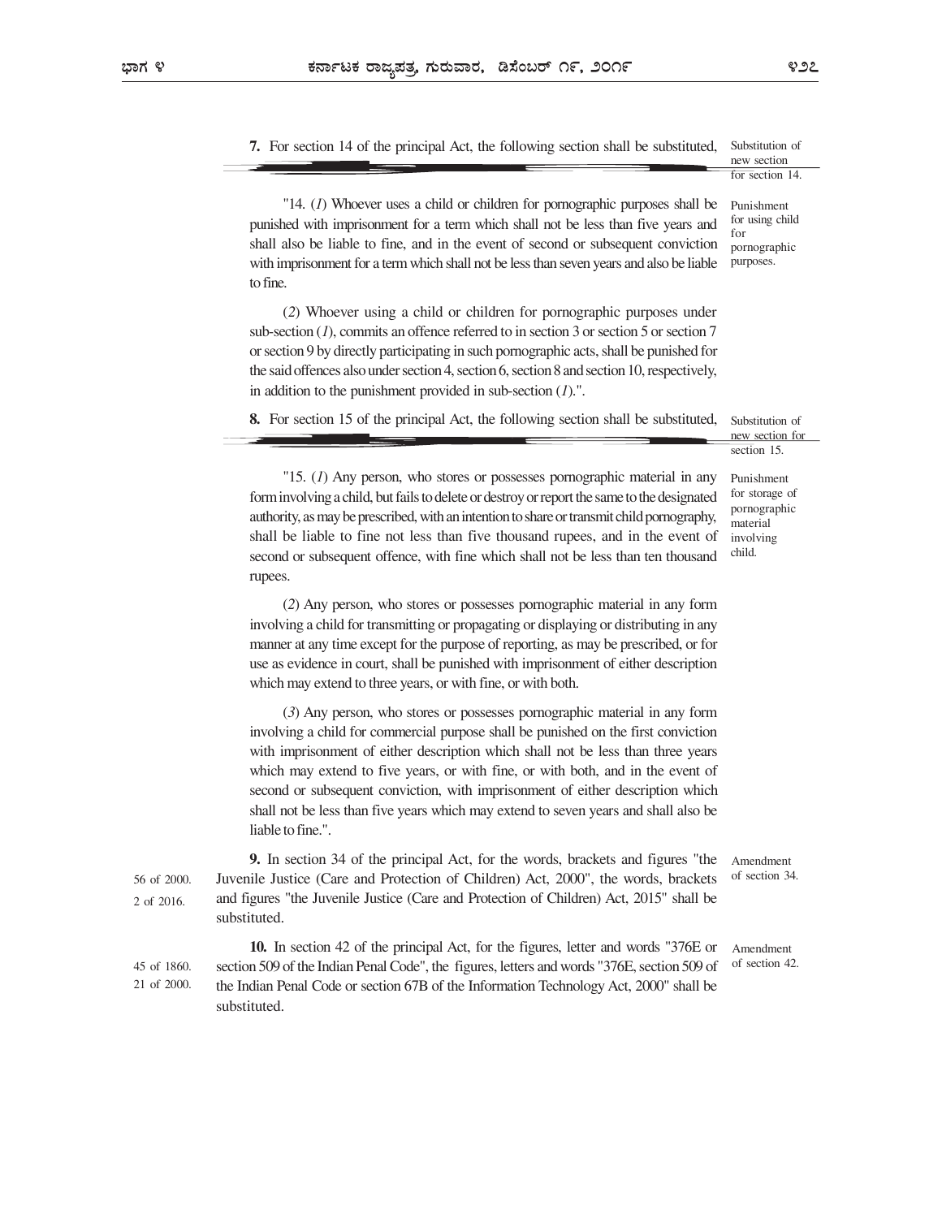**7.** For section 14 of the principal Act, the following section shall be substituted, namely:—

Substitution of new section for section 14.

"14. (*1*) Whoever uses a child or children for pornographic purposes shall be punished with imprisonment for a term which shall not be less than five years and shall also be liable to fine, and in the event of second or subsequent conviction with imprisonment for a term which shall not be less than seven years and also be liable to fine.

Punishment for using child for pornographic purposes.

(*2*) Whoever using a child or children for pornographic purposes under sub-section (*1*), commits an offence referred to in section 3 or section 5 or section 7 or section 9 by directly participating in such pornographic acts, shall be punished for the said offences also under section 4, section 6, section 8 and section 10, respectively, in addition to the punishment provided in sub-section (*1*).".

**8.** For section 15 of the principal Act, the following section shall be substituted, namely:—

Substitution of new section for section 15.

"15. (*1*) Any person, who stores or possesses pornographic material in any form involving a child, but fails to delete or destroy or report the same to the designated authority, as may be prescribed, with an intention to share or transmit child pornography, shall be liable to fine not less than five thousand rupees, and in the event of second or subsequent offence, with fine which shall not be less than ten thousand rupees.

Punishment for storage of pornographic material involving child.

(*2*) Any person, who stores or possesses pornographic material in any form involving a child for transmitting or propagating or displaying or distributing in any manner at any time except for the purpose of reporting, as may be prescribed, or for use as evidence in court, shall be punished with imprisonment of either description which may extend to three years, or with fine, or with both.

(*3*) Any person, who stores or possesses pornographic material in any form involving a child for commercial purpose shall be punished on the first conviction with imprisonment of either description which shall not be less than three years which may extend to five years, or with fine, or with both, and in the event of second or subsequent conviction, with imprisonment of either description which shall not be less than five years which may extend to seven years and shall also be liable to fine.".

Amendment of section 34.

56 of 2000.
2 of 2016.

**9.** In section 34 of the principal Act, for the words, brackets and figures "the Juvenile Justice (Care and Protection of Children) Act, 2000", the words, brackets and figures "the Juvenile Justice (Care and Protection of Children) Act, 2015" shall be substituted.

Amendment of section 42.

45 of 1860.
21 of 2000.

**10.** In section 42 of the principal Act, for the figures, letter and words "376E or section 509 of the Indian Penal Code", the figures, letters and words "376E, section 509 of the Indian Penal Code or section 67B of the Information Technology Act, 2000" shall be substituted.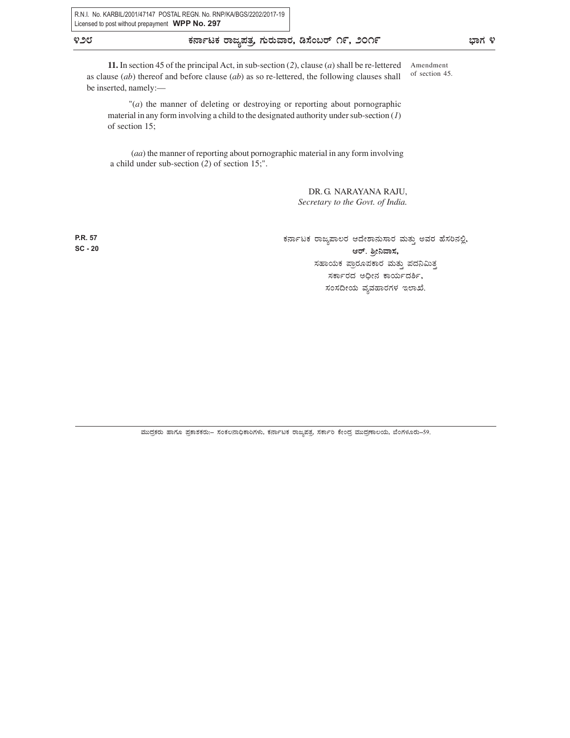**11.** In section 45 of the principal Act, in sub-section (*2*), clause (*a*) shall be re-lettered as clause (*ab*) thereof and before clause (*ab*) as so re-lettered, the following clauses shall be inserted, namely:—

Amendment of section 45.

"(*a*) the manner of deleting or destroying or reporting about pornographic material in any form involving a child to the designated authority under sub-section (*1*) of section 15;

(*aa*) the manner of reporting about pornographic material in any form involving a child under sub-section (*2*) of section 15;".

DR. G. NARAYANA RAJU,
*Secretary to the Govt. of India.*

**P.R. 57**
**SC - 20**

ಕರ್ನಾಟಕ ರಾಜ್ಯಪಾಲರ ಆದೇಶಾನುಸಾರ ಮತ್ತು ಅವರ ಹೆಸರಿನಲ್ಲಿ,
**ಆರ್. ಶ್ರೀನಿವಾಸ,**
ಸಹಾಯಕ ಪ್ರಾರೂಪಕಾರ ಮತ್ತು ಪದನಿಮಿತ್ತ
ಸರ್ಕಾರದ ಅಧೀನ ಕಾರ್ಯದರ್ಶಿ,
ಸಂಸದೀಯ ವ್ಯವಹಾರಗಳ ಇಲಾಖೆ.

ಮುದ್ರಕರು ಹಾಗೂ ಪ್ರಕಾಶಕರು:– ಸಂಕಲನಾಧಿಕಾರಿಗಳು, ಕರ್ನಾಟಕ ರಾಜ್ಯಪತ್ರ, ಸರ್ಕಾರಿ ಕೇಂದ್ರ ಮುದ್ರಣಾಲಯ, ಬೆಂಗಳೂರು–59.